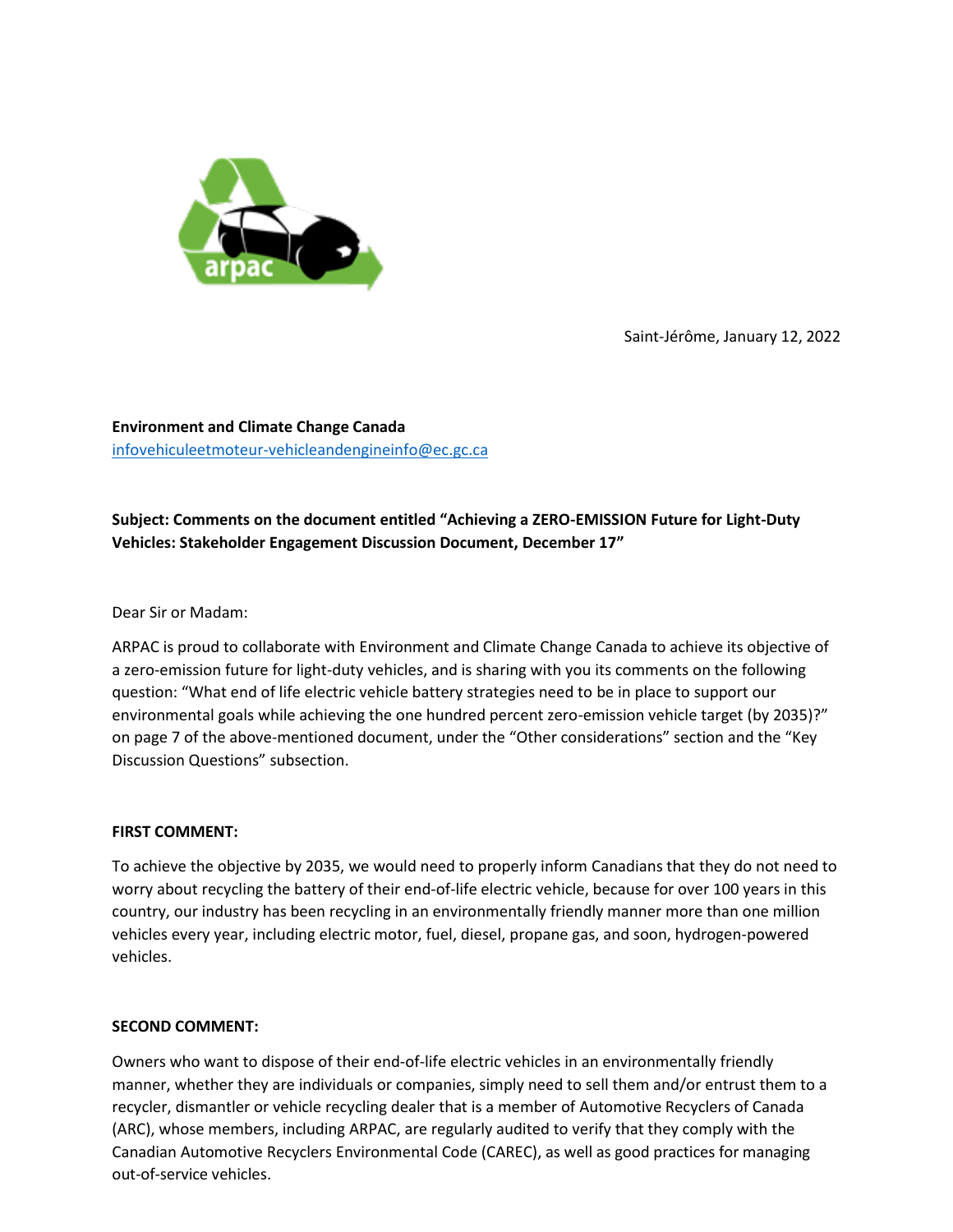Saint-Jérôme, January 12, 2022

**Environment and Climate Change Canada**
infovehiculeetmoteur-vehicleandengineinfo@ec.gc.ca

**Subject: Comments on the document entitled "Achieving a ZERO-EMISSION Future for Light-Duty Vehicles: Stakeholder Engagement Discussion Document, December 17"**

Dear Sir or Madam:

ARPAC is proud to collaborate with Environment and Climate Change Canada to achieve its objective of a zero-emission future for light-duty vehicles, and is sharing with you its comments on the following question: "What end of life electric vehicle battery strategies need to be in place to support our environmental goals while achieving the one hundred percent zero-emission vehicle target (by 2035)?" on page 7 of the above-mentioned document, under the "Other considerations" section and the "Key Discussion Questions" subsection.

**FIRST COMMENT:**

To achieve the objective by 2035, we would need to properly inform Canadians that they do not need to worry about recycling the battery of their end-of-life electric vehicle, because for over 100 years in this country, our industry has been recycling in an environmentally friendly manner more than one million vehicles every year, including electric motor, fuel, diesel, propane gas, and soon, hydrogen-powered vehicles.

**SECOND COMMENT:**

Owners who want to dispose of their end-of-life electric vehicles in an environmentally friendly manner, whether they are individuals or companies, simply need to sell them and/or entrust them to a recycler, dismantler or vehicle recycling dealer that is a member of Automotive Recyclers of Canada (ARC), whose members, including ARPAC, are regularly audited to verify that they comply with the Canadian Automotive Recyclers Environmental Code (CAREC), as well as good practices for managing out-of-service vehicles.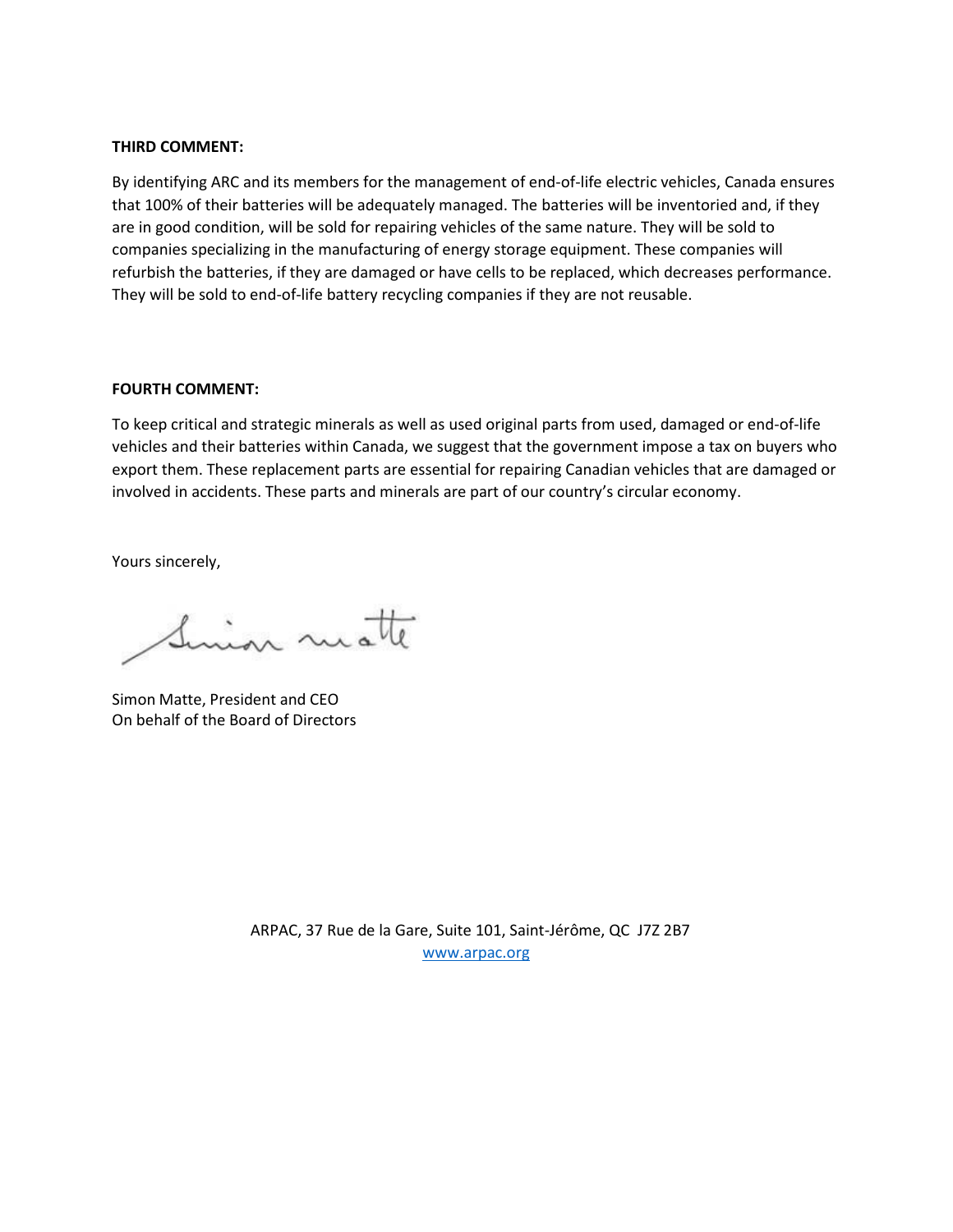**THIRD COMMENT:**

By identifying ARC and its members for the management of end-of-life electric vehicles, Canada ensures that 100% of their batteries will be adequately managed. The batteries will be inventoried and, if they are in good condition, will be sold for repairing vehicles of the same nature. They will be sold to companies specializing in the manufacturing of energy storage equipment. These companies will refurbish the batteries, if they are damaged or have cells to be replaced, which decreases performance. They will be sold to end-of-life battery recycling companies if they are not reusable.

**FOURTH COMMENT:**

To keep critical and strategic minerals as well as used original parts from used, damaged or end-of-life vehicles and their batteries within Canada, we suggest that the government impose a tax on buyers who export them. These replacement parts are essential for repairing Canadian vehicles that are damaged or involved in accidents. These parts and minerals are part of our country's circular economy.

Yours sincerely,

Simon Matte, President and CEO
On behalf of the Board of Directors

ARPAC, 37 Rue de la Gare, Suite 101, Saint-Jérôme, QC J7Z 2B7
www.arpac.org